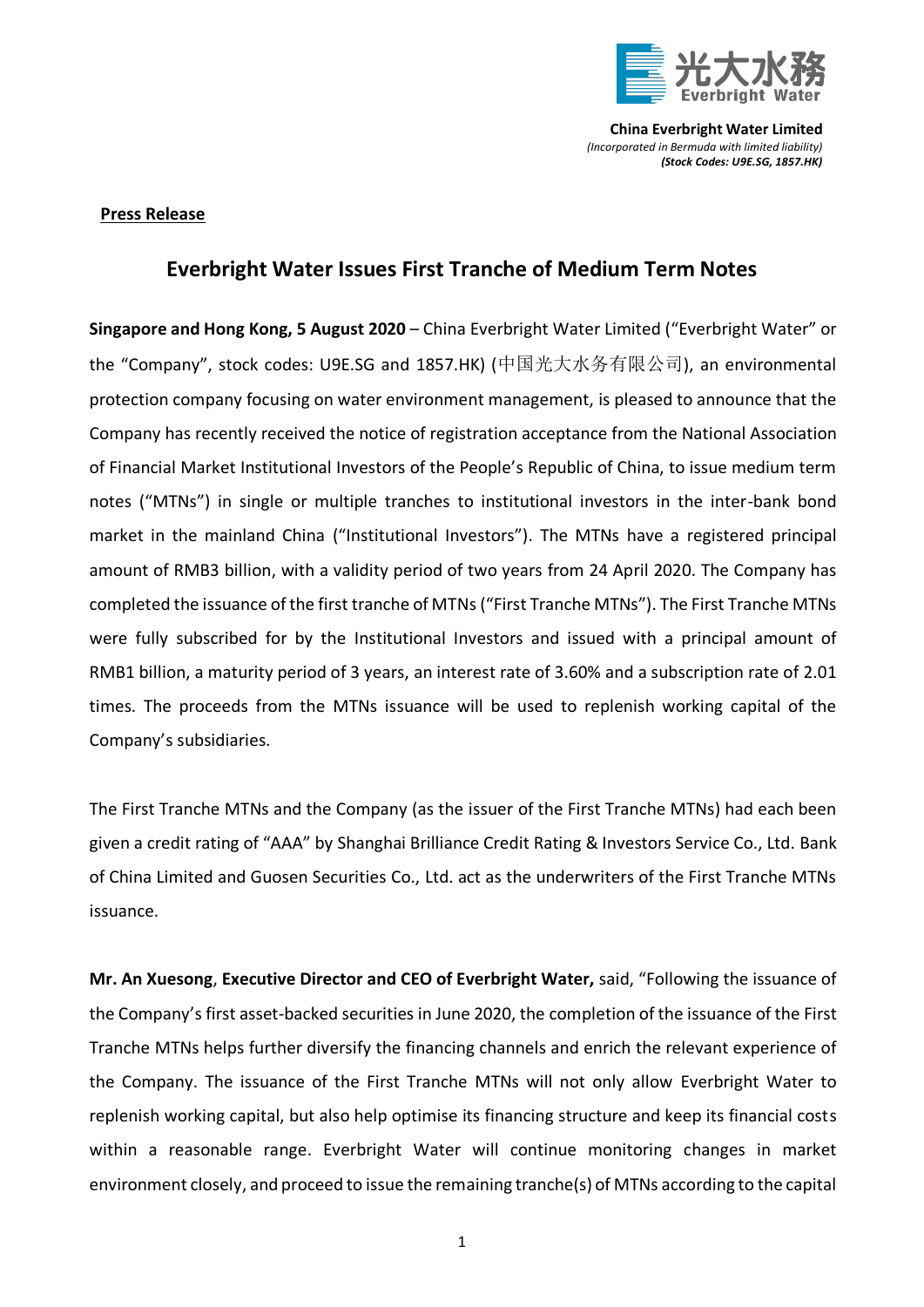**China Everbright Water Limited**
*(Incorporated in Bermuda with limited liability)*
***(Stock Codes: U9E.SG, 1857.HK)***

**Press Release**

# Everbright Water Issues First Tranche of Medium Term Notes

**Singapore and Hong Kong, 5 August 2020** – China Everbright Water Limited ("Everbright Water" or the "Company", stock codes: U9E.SG and 1857.HK) (中国光大水务有限公司), an environmental protection company focusing on water environment management, is pleased to announce that the Company has recently received the notice of registration acceptance from the National Association of Financial Market Institutional Investors of the People's Republic of China, to issue medium term notes ("MTNs") in single or multiple tranches to institutional investors in the inter-bank bond market in the mainland China ("Institutional Investors"). The MTNs have a registered principal amount of RMB3 billion, with a validity period of two years from 24 April 2020. The Company has completed the issuance of the first tranche of MTNs ("First Tranche MTNs"). The First Tranche MTNs were fully subscribed for by the Institutional Investors and issued with a principal amount of RMB1 billion, a maturity period of 3 years, an interest rate of 3.60% and a subscription rate of 2.01 times. The proceeds from the MTNs issuance will be used to replenish working capital of the Company's subsidiaries.

The First Tranche MTNs and the Company (as the issuer of the First Tranche MTNs) had each been given a credit rating of "AAA" by Shanghai Brilliance Credit Rating & Investors Service Co., Ltd. Bank of China Limited and Guosen Securities Co., Ltd. act as the underwriters of the First Tranche MTNs issuance.

**Mr. An Xuesong**, **Executive Director and CEO of Everbright Water,** said, "Following the issuance of the Company's first asset-backed securities in June 2020, the completion of the issuance of the First Tranche MTNs helps further diversify the financing channels and enrich the relevant experience of the Company. The issuance of the First Tranche MTNs will not only allow Everbright Water to replenish working capital, but also help optimise its financing structure and keep its financial costs within a reasonable range. Everbright Water will continue monitoring changes in market environment closely, and proceed to issue the remaining tranche(s) of MTNs according to the capital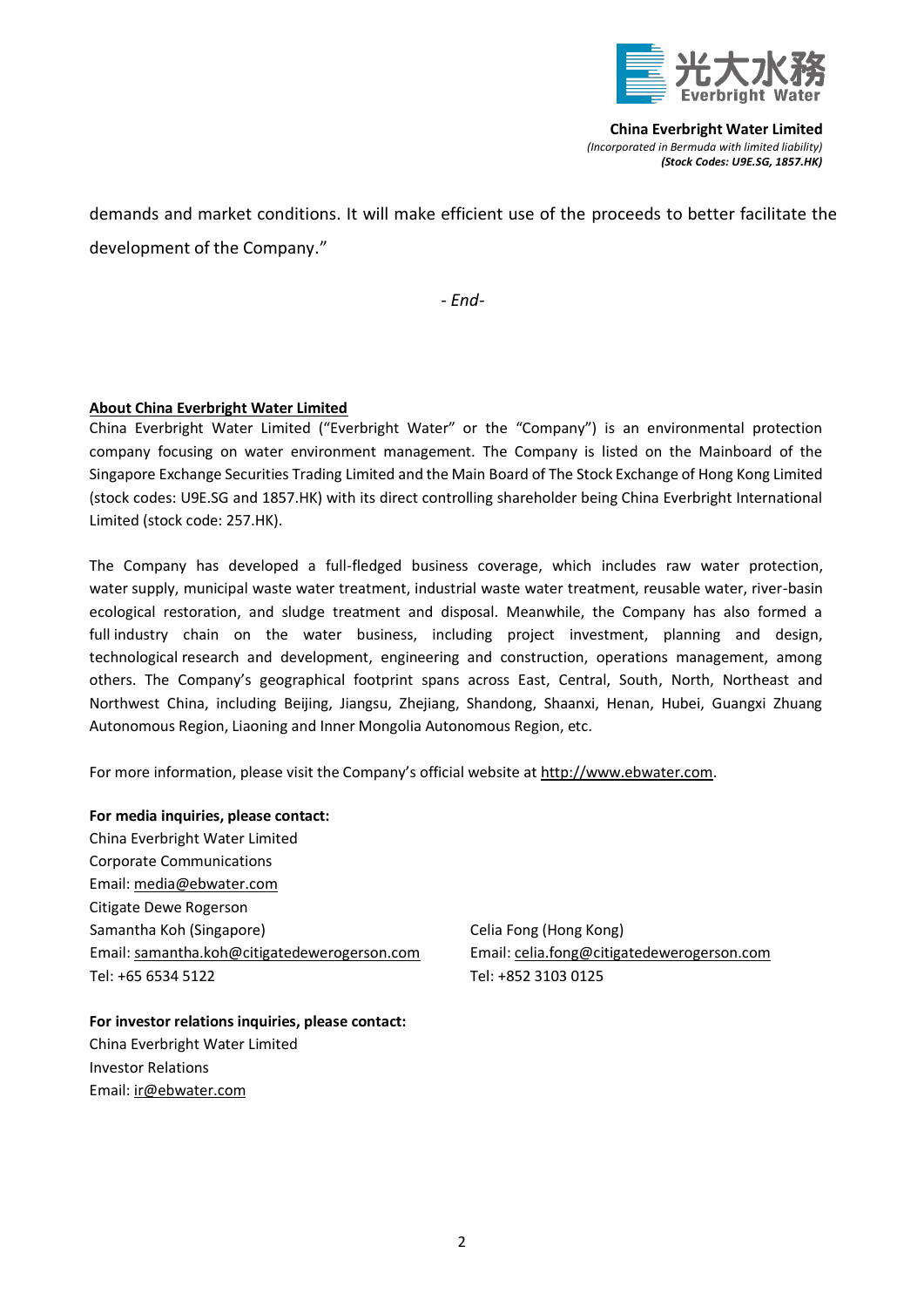demands and market conditions. It will make efficient use of the proceeds to better facilitate the development of the Company."

*- End-*

**About China Everbright Water Limited**

China Everbright Water Limited ("Everbright Water" or the "Company") is an environmental protection company focusing on water environment management. The Company is listed on the Mainboard of the Singapore Exchange Securities Trading Limited and the Main Board of The Stock Exchange of Hong Kong Limited (stock codes: U9E.SG and 1857.HK) with its direct controlling shareholder being China Everbright International Limited (stock code: 257.HK).

The Company has developed a full-fledged business coverage, which includes raw water protection, water supply, municipal waste water treatment, industrial waste water treatment, reusable water, river-basin ecological restoration, and sludge treatment and disposal. Meanwhile, the Company has also formed a full industry chain on the water business, including project investment, planning and design, technological research and development, engineering and construction, operations management, among others. The Company's geographical footprint spans across East, Central, South, North, Northeast and Northwest China, including Beijing, Jiangsu, Zhejiang, Shandong, Shaanxi, Henan, Hubei, Guangxi Zhuang Autonomous Region, Liaoning and Inner Mongolia Autonomous Region, etc.

For more information, please visit the Company's official website at http://www.ebwater.com.

**For media inquiries, please contact:**

China Everbright Water Limited
Corporate Communications
Email: media@ebwater.com

Citigate Dewe Rogerson

Samantha Koh (Singapore)
Email: samantha.koh@citigatedewerogerson.com
Tel: +65 6534 5122

Celia Fong (Hong Kong)
Email: celia.fong@citigatedewerogerson.com
Tel: +852 3103 0125

**For investor relations inquiries, please contact:**

China Everbright Water Limited
Investor Relations
Email: ir@ebwater.com